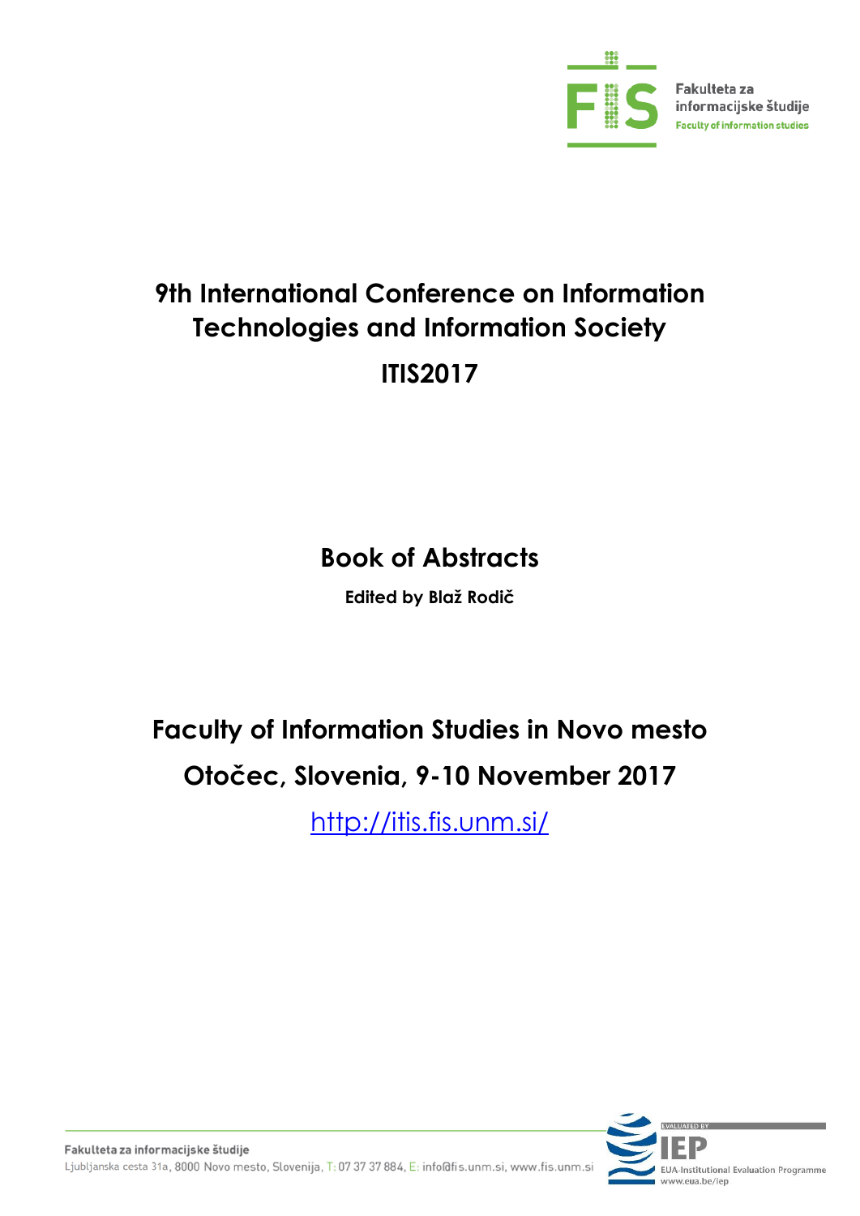Fakulteta za informacijske študije
Faculty of information studies

# 9th International Conference on Information Technologies and Information Society

# ITIS2017

## Book of Abstracts

**Edited by Blaž Rodič**

## Faculty of Information Studies in Novo mesto

## Otočec, Slovenia, 9-10 November 2017

[http://itis.fis.unm.si/](http://itis.fis.unm.si/)

Fakulteta za informacijske študije
Ljubljanska cesta 31a, 8000 Novo mesto, Slovenija, T: 07 37 37 884, E: info@fis.unm.si, www.fis.unm.si

EVALUATED BY IEP
EUA-Institutional Evaluation Programme
www.eua.be/iep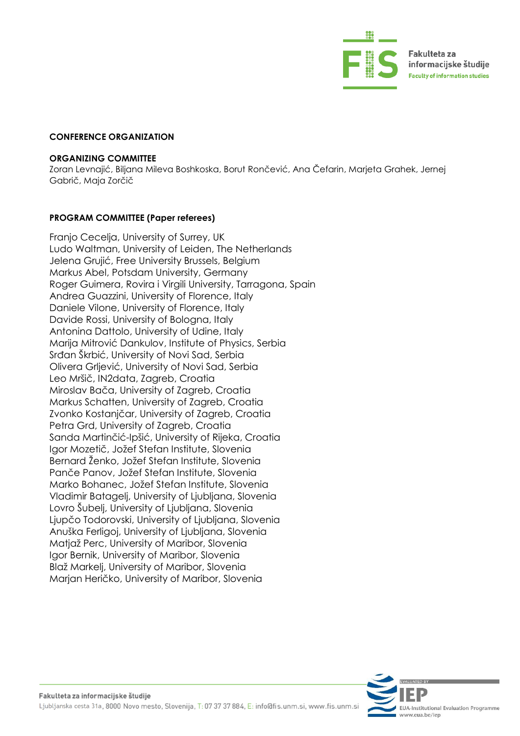**CONFERENCE ORGANIZATION**

**ORGANIZING COMMITTEE**

Zoran Levnajić, Biljana Mileva Boshkoska, Borut Rončević, Ana Čefarin, Marjeta Grahek, Jernej Gabrič, Maja Zorčič

**PROGRAM COMMITTEE (Paper referees)**

Franjo Cecelja, University of Surrey, UK
Ludo Waltman, University of Leiden, The Netherlands
Jelena Grujić, Free University Brussels, Belgium
Markus Abel, Potsdam University, Germany
Roger Guimera, Rovira i Virgili University, Tarragona, Spain
Andrea Guazzini, University of Florence, Italy
Daniele Vilone, University of Florence, Italy
Davide Rossi, University of Bologna, Italy
Antonina Dattolo, University of Udine, Italy
Marija Mitrović Dankulov, Institute of Physics, Serbia
Srđan Škrbić, University of Novi Sad, Serbia
Olivera Grljević, University of Novi Sad, Serbia
Leo Mršič, IN2data, Zagreb, Croatia
Miroslav Bača, University of Zagreb, Croatia
Markus Schatten, University of Zagreb, Croatia
Zvonko Kostanjčar, University of Zagreb, Croatia
Petra Grd, University of Zagreb, Croatia
Sanda Martinčić-Ipšić, University of Rijeka, Croatia
Igor Mozetič, Jožef Stefan Institute, Slovenia
Bernard Ženko, Jožef Stefan Institute, Slovenia
Panče Panov, Jožef Stefan Institute, Slovenia
Marko Bohanec, Jožef Stefan Institute, Slovenia
Vladimir Batagelj, University of Ljubljana, Slovenia
Lovro Šubelj, University of Ljubljana, Slovenia
Ljupčo Todorovski, University of Ljubljana, Slovenia
Anuška Ferligoj, University of Ljubljana, Slovenia
Matjaž Perc, University of Maribor, Slovenia
Igor Bernik, University of Maribor, Slovenia
Blaž Markelj, University of Maribor, Slovenia
Marjan Heričko, University of Maribor, Slovenia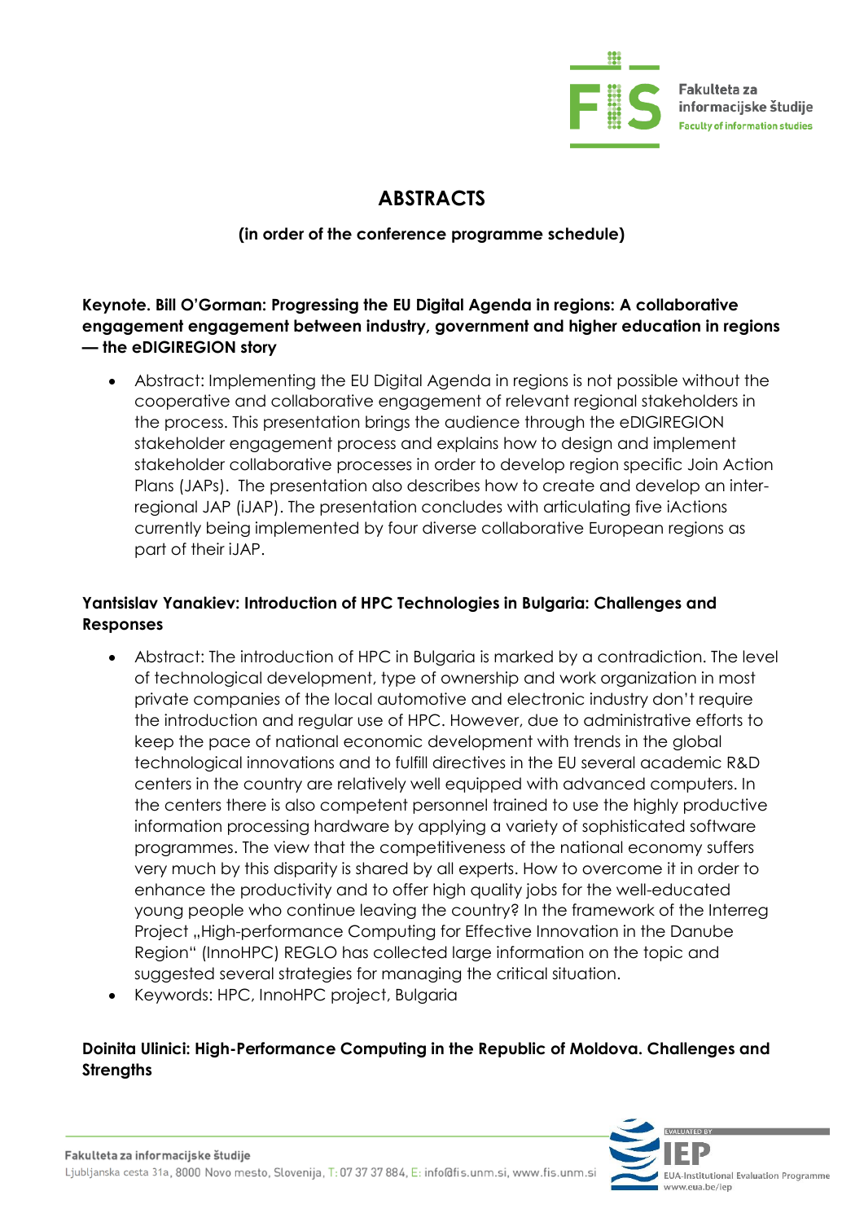# ABSTRACTS

**(in order of the conference programme schedule)**

**Keynote. Bill O'Gorman: Progressing the EU Digital Agenda in regions: A collaborative engagement engagement between industry, government and higher education in regions — the eDIGIREGION story**

- Abstract: Implementing the EU Digital Agenda in regions is not possible without the cooperative and collaborative engagement of relevant regional stakeholders in the process. This presentation brings the audience through the eDIGIREGION stakeholder engagement process and explains how to design and implement stakeholder collaborative processes in order to develop region specific Join Action Plans (JAPs). The presentation also describes how to create and develop an inter-regional JAP (iJAP). The presentation concludes with articulating five iActions currently being implemented by four diverse collaborative European regions as part of their iJAP.

**Yantsislav Yanakiev: Introduction of HPC Technologies in Bulgaria: Challenges and Responses**

- Abstract: The introduction of HPC in Bulgaria is marked by a contradiction. The level of technological development, type of ownership and work organization in most private companies of the local automotive and electronic industry don't require the introduction and regular use of HPC. However, due to administrative efforts to keep the pace of national economic development with trends in the global technological innovations and to fulfill directives in the EU several academic R&D centers in the country are relatively well equipped with advanced computers. In the centers there is also competent personnel trained to use the highly productive information processing hardware by applying a variety of sophisticated software programmes. The view that the competitiveness of the national economy suffers very much by this disparity is shared by all experts. How to overcome it in order to enhance the productivity and to offer high quality jobs for the well-educated young people who continue leaving the country? In the framework of the Interreg Project „High-performance Computing for Effective Innovation in the Danube Region" (InnoHPC) REGLO has collected large information on the topic and suggested several strategies for managing the critical situation.
- Keywords: HPC, InnoHPC project, Bulgaria

**Doinita Ulinici: High-Performance Computing in the Republic of Moldova. Challenges and Strengths**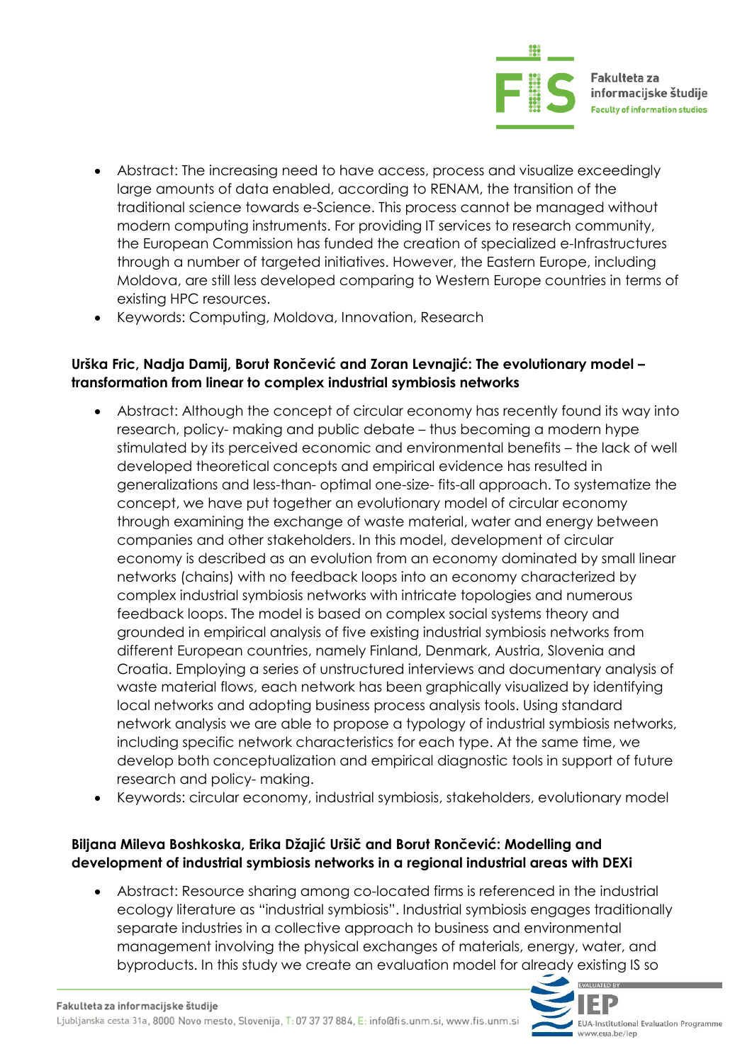- Abstract: The increasing need to have access, process and visualize exceedingly large amounts of data enabled, according to RENAM, the transition of the traditional science towards e-Science. This process cannot be managed without modern computing instruments. For providing IT services to research community, the European Commission has funded the creation of specialized e-Infrastructures through a number of targeted initiatives. However, the Eastern Europe, including Moldova, are still less developed comparing to Western Europe countries in terms of existing HPC resources.
- Keywords: Computing, Moldova, Innovation, Research

**Urška Fric, Nadja Damij, Borut Rončević and Zoran Levnajić: The evolutionary model – transformation from linear to complex industrial symbiosis networks**

- Abstract: Although the concept of circular economy has recently found its way into research, policy- making and public debate – thus becoming a modern hype stimulated by its perceived economic and environmental benefits – the lack of well developed theoretical concepts and empirical evidence has resulted in generalizations and less-than- optimal one-size- fits-all approach. To systematize the concept, we have put together an evolutionary model of circular economy through examining the exchange of waste material, water and energy between companies and other stakeholders. In this model, development of circular economy is described as an evolution from an economy dominated by small linear networks (chains) with no feedback loops into an economy characterized by complex industrial symbiosis networks with intricate topologies and numerous feedback loops. The model is based on complex social systems theory and grounded in empirical analysis of five existing industrial symbiosis networks from different European countries, namely Finland, Denmark, Austria, Slovenia and Croatia. Employing a series of unstructured interviews and documentary analysis of waste material flows, each network has been graphically visualized by identifying local networks and adopting business process analysis tools. Using standard network analysis we are able to propose a typology of industrial symbiosis networks, including specific network characteristics for each type. At the same time, we develop both conceptualization and empirical diagnostic tools in support of future research and policy- making.
- Keywords: circular economy, industrial symbiosis, stakeholders, evolutionary model

**Biljana Mileva Boshkoska, Erika Džajić Uršič and Borut Rončević: Modelling and development of industrial symbiosis networks in a regional industrial areas with DEXi**

- Abstract: Resource sharing among co-located firms is referenced in the industrial ecology literature as "industrial symbiosis". Industrial symbiosis engages traditionally separate industries in a collective approach to business and environmental management involving the physical exchanges of materials, energy, water, and byproducts. In this study we create an evaluation model for already existing IS so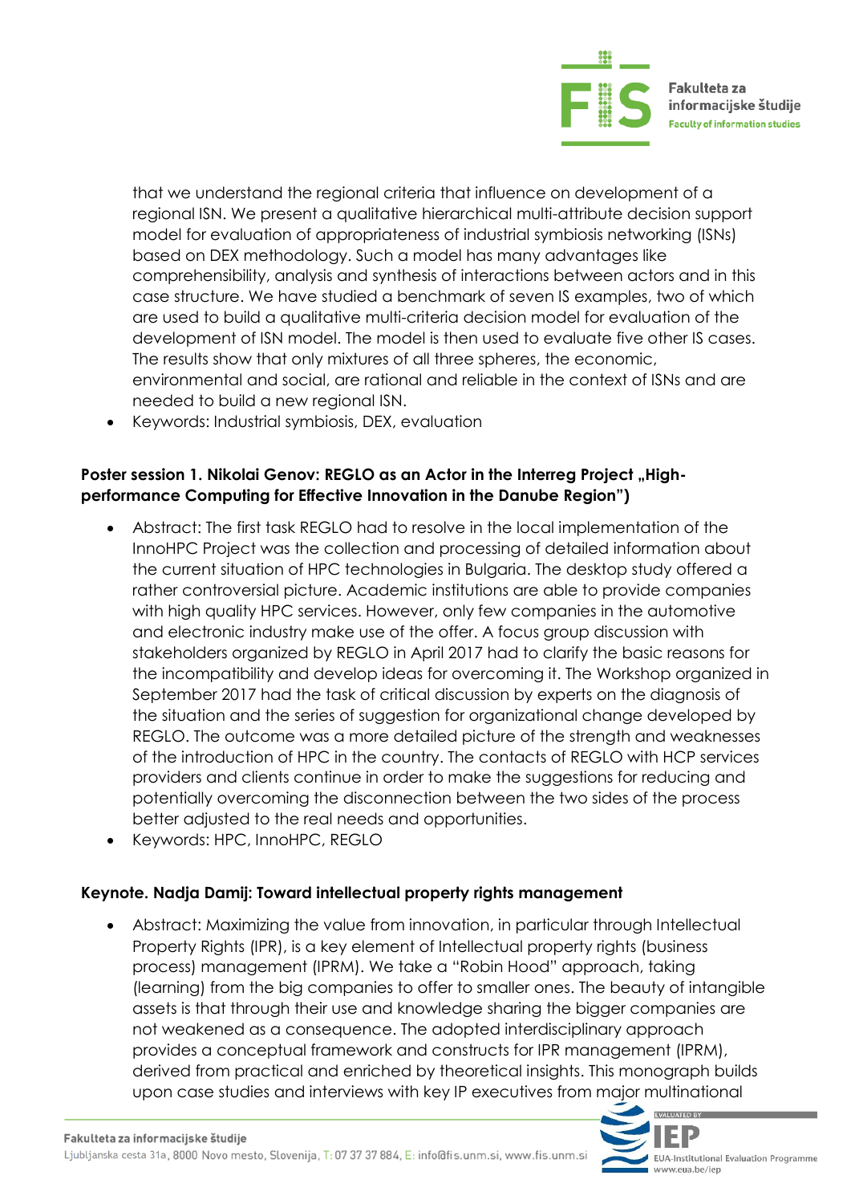that we understand the regional criteria that influence on development of a regional ISN. We present a qualitative hierarchical multi-attribute decision support model for evaluation of appropriateness of industrial symbiosis networking (ISNs) based on DEX methodology. Such a model has many advantages like comprehensibility, analysis and synthesis of interactions between actors and in this case structure. We have studied a benchmark of seven IS examples, two of which are used to build a qualitative multi-criteria decision model for evaluation of the development of ISN model. The model is then used to evaluate five other IS cases. The results show that only mixtures of all three spheres, the economic, environmental and social, are rational and reliable in the context of ISNs and are needed to build a new regional ISN.

- Keywords: Industrial symbiosis, DEX, evaluation

**Poster session 1. Nikolai Genov: REGLO as an Actor in the Interreg Project „High-performance Computing for Effective Innovation in the Danube Region")**

- Abstract: The first task REGLO had to resolve in the local implementation of the InnoHPC Project was the collection and processing of detailed information about the current situation of HPC technologies in Bulgaria. The desktop study offered a rather controversial picture. Academic institutions are able to provide companies with high quality HPC services. However, only few companies in the automotive and electronic industry make use of the offer. A focus group discussion with stakeholders organized by REGLO in April 2017 had to clarify the basic reasons for the incompatibility and develop ideas for overcoming it. The Workshop organized in September 2017 had the task of critical discussion by experts on the diagnosis of the situation and the series of suggestion for organizational change developed by REGLO. The outcome was a more detailed picture of the strength and weaknesses of the introduction of HPC in the country. The contacts of REGLO with HCP services providers and clients continue in order to make the suggestions for reducing and potentially overcoming the disconnection between the two sides of the process better adjusted to the real needs and opportunities.
- Keywords: HPC, InnoHPC, REGLO

**Keynote. Nadja Damij: Toward intellectual property rights management**

- Abstract: Maximizing the value from innovation, in particular through Intellectual Property Rights (IPR), is a key element of Intellectual property rights (business process) management (IPRM). We take a "Robin Hood" approach, taking (learning) from the big companies to offer to smaller ones. The beauty of intangible assets is that through their use and knowledge sharing the bigger companies are not weakened as a consequence. The adopted interdisciplinary approach provides a conceptual framework and constructs for IPR management (IPRM), derived from practical and enriched by theoretical insights. This monograph builds upon case studies and interviews with key IP executives from major multinational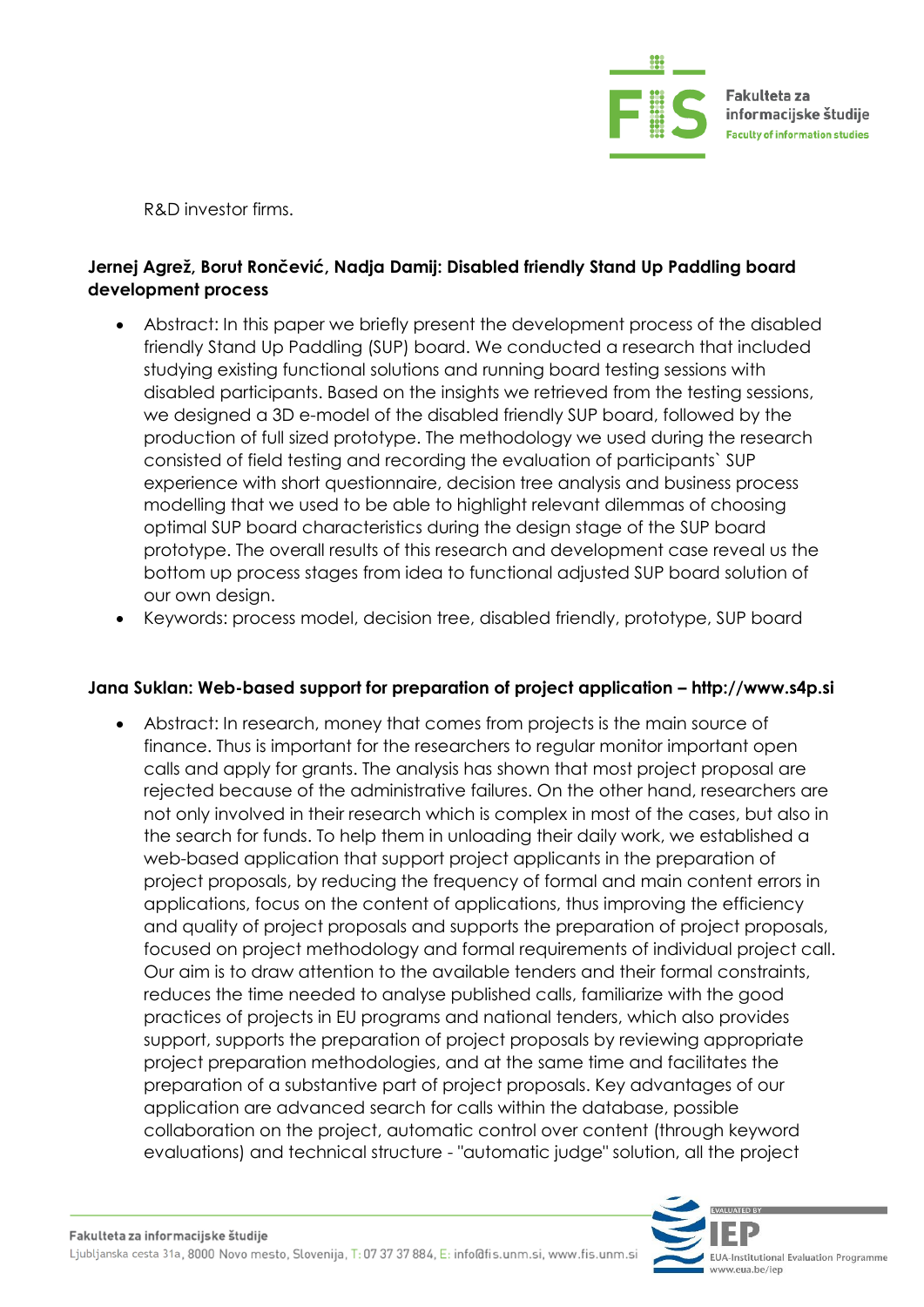R&D investor firms.

**Jernej Agrež, Borut Rončević, Nadja Damij: Disabled friendly Stand Up Paddling board development process**

- Abstract: In this paper we briefly present the development process of the disabled friendly Stand Up Paddling (SUP) board. We conducted a research that included studying existing functional solutions and running board testing sessions with disabled participants. Based on the insights we retrieved from the testing sessions, we designed a 3D e-model of the disabled friendly SUP board, followed by the production of full sized prototype. The methodology we used during the research consisted of field testing and recording the evaluation of participants` SUP experience with short questionnaire, decision tree analysis and business process modelling that we used to be able to highlight relevant dilemmas of choosing optimal SUP board characteristics during the design stage of the SUP board prototype. The overall results of this research and development case reveal us the bottom up process stages from idea to functional adjusted SUP board solution of our own design.
- Keywords: process model, decision tree, disabled friendly, prototype, SUP board

**Jana Suklan: Web-based support for preparation of project application – http://www.s4p.si**

- Abstract: In research, money that comes from projects is the main source of finance. Thus is important for the researchers to regular monitor important open calls and apply for grants. The analysis has shown that most project proposal are rejected because of the administrative failures. On the other hand, researchers are not only involved in their research which is complex in most of the cases, but also in the search for funds. To help them in unloading their daily work, we established a web-based application that support project applicants in the preparation of project proposals, by reducing the frequency of formal and main content errors in applications, focus on the content of applications, thus improving the efficiency and quality of project proposals and supports the preparation of project proposals, focused on project methodology and formal requirements of individual project call. Our aim is to draw attention to the available tenders and their formal constraints, reduces the time needed to analyse published calls, familiarize with the good practices of projects in EU programs and national tenders, which also provides support, supports the preparation of project proposals by reviewing appropriate project preparation methodologies, and at the same time and facilitates the preparation of a substantive part of project proposals. Key advantages of our application are advanced search for calls within the database, possible collaboration on the project, automatic control over content (through keyword evaluations) and technical structure - "automatic judge" solution, all the project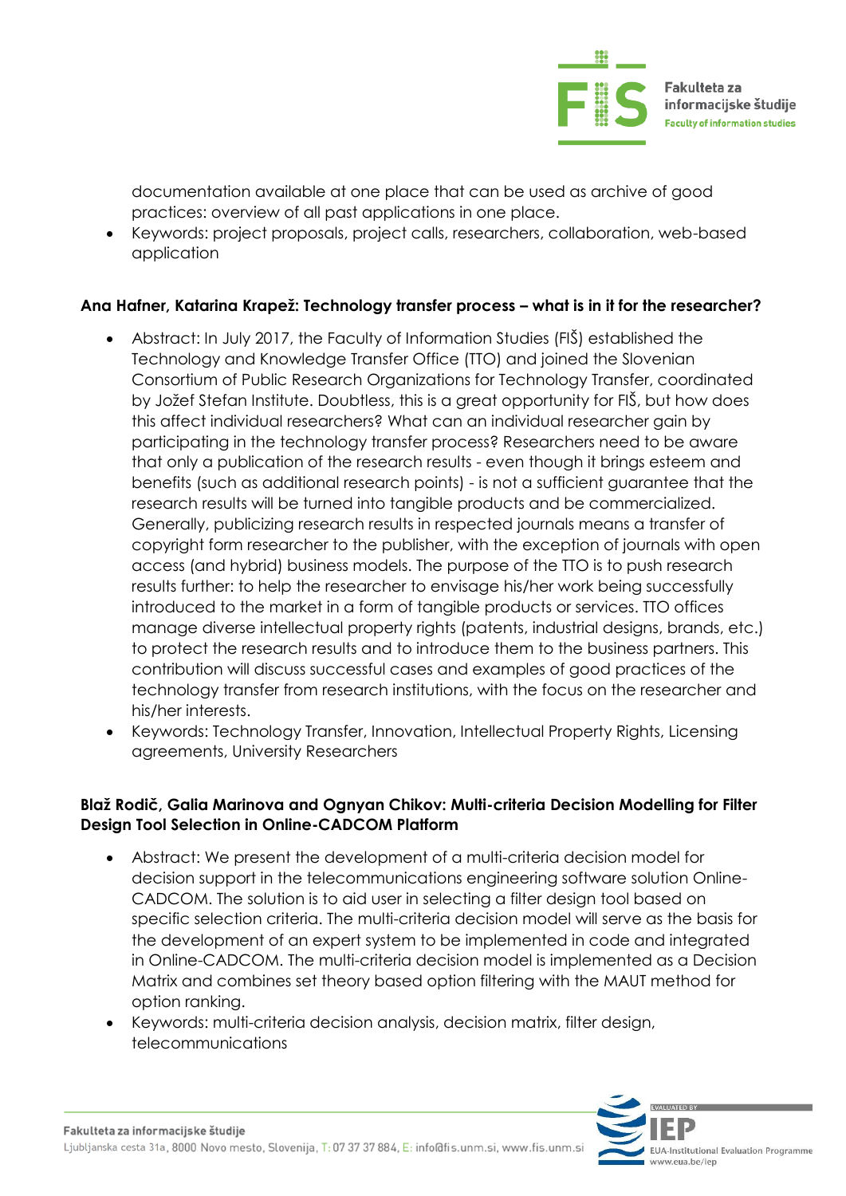documentation available at one place that can be used as archive of good practices: overview of all past applications in one place.

- Keywords: project proposals, project calls, researchers, collaboration, web-based application

**Ana Hafner, Katarina Krapež: Technology transfer process – what is in it for the researcher?**

- Abstract: In July 2017, the Faculty of Information Studies (FIŠ) established the Technology and Knowledge Transfer Office (TTO) and joined the Slovenian Consortium of Public Research Organizations for Technology Transfer, coordinated by Jožef Stefan Institute. Doubtless, this is a great opportunity for FIŠ, but how does this affect individual researchers? What can an individual researcher gain by participating in the technology transfer process? Researchers need to be aware that only a publication of the research results - even though it brings esteem and benefits (such as additional research points) - is not a sufficient guarantee that the research results will be turned into tangible products and be commercialized. Generally, publicizing research results in respected journals means a transfer of copyright form researcher to the publisher, with the exception of journals with open access (and hybrid) business models. The purpose of the TTO is to push research results further: to help the researcher to envisage his/her work being successfully introduced to the market in a form of tangible products or services. TTO offices manage diverse intellectual property rights (patents, industrial designs, brands, etc.) to protect the research results and to introduce them to the business partners. This contribution will discuss successful cases and examples of good practices of the technology transfer from research institutions, with the focus on the researcher and his/her interests.
- Keywords: Technology Transfer, Innovation, Intellectual Property Rights, Licensing agreements, University Researchers

**Blaž Rodič, Galia Marinova and Ognyan Chikov: Multi-criteria Decision Modelling for Filter Design Tool Selection in Online-CADCOM Platform**

- Abstract: We present the development of a multi-criteria decision model for decision support in the telecommunications engineering software solution Online-CADCOM. The solution is to aid user in selecting a filter design tool based on specific selection criteria. The multi-criteria decision model will serve as the basis for the development of an expert system to be implemented in code and integrated in Online-CADCOM. The multi-criteria decision model is implemented as a Decision Matrix and combines set theory based option filtering with the MAUT method for option ranking.
- Keywords: multi-criteria decision analysis, decision matrix, filter design, telecommunications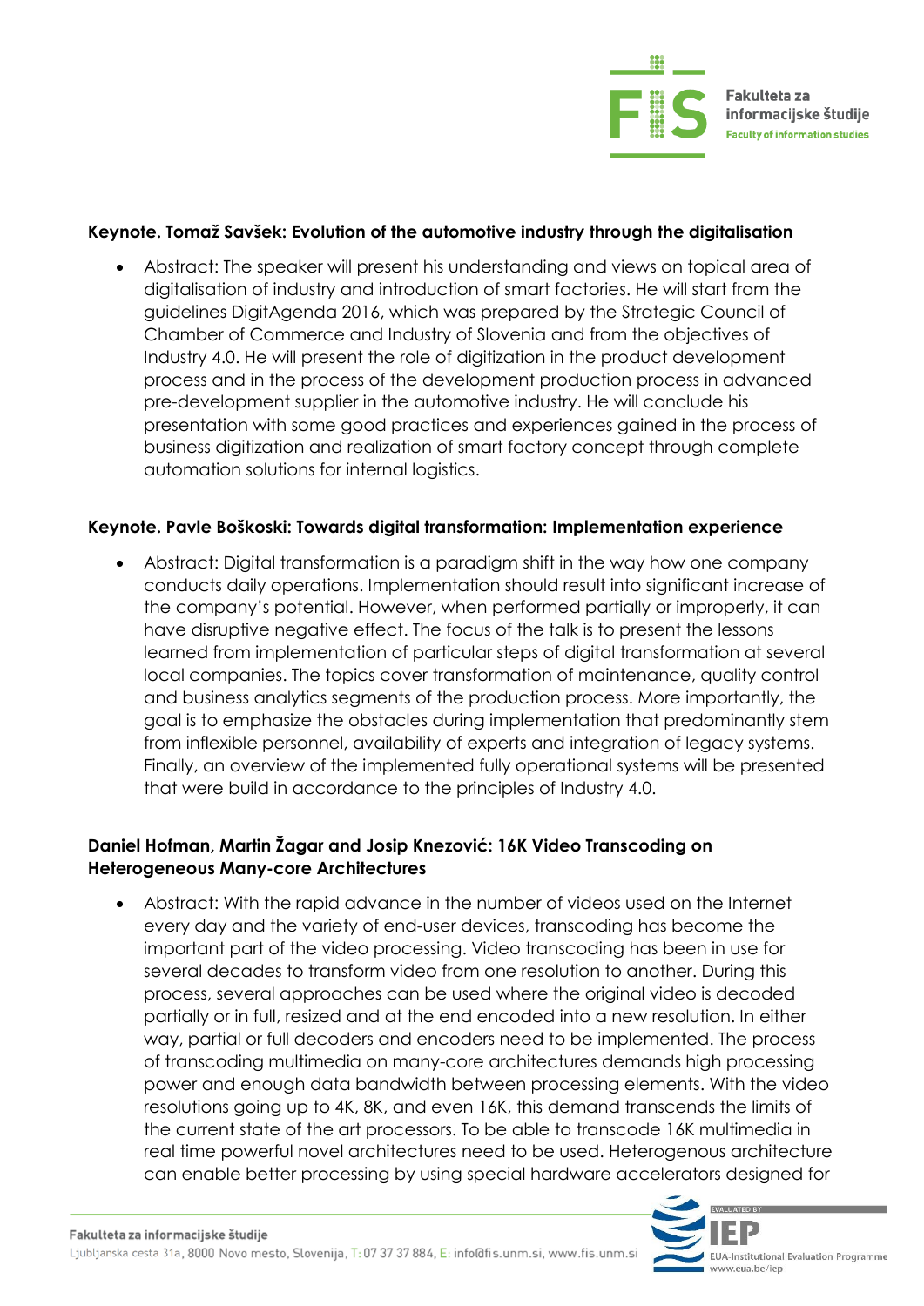**Keynote. Tomaž Savšek: Evolution of the automotive industry through the digitalisation**

- Abstract: The speaker will present his understanding and views on topical area of digitalisation of industry and introduction of smart factories. He will start from the guidelines DigitAgenda 2016, which was prepared by the Strategic Council of Chamber of Commerce and Industry of Slovenia and from the objectives of Industry 4.0. He will present the role of digitization in the product development process and in the process of the development production process in advanced pre-development supplier in the automotive industry. He will conclude his presentation with some good practices and experiences gained in the process of business digitization and realization of smart factory concept through complete automation solutions for internal logistics.

**Keynote. Pavle Boškoski: Towards digital transformation: Implementation experience**

- Abstract: Digital transformation is a paradigm shift in the way how one company conducts daily operations. Implementation should result into significant increase of the company's potential. However, when performed partially or improperly, it can have disruptive negative effect. The focus of the talk is to present the lessons learned from implementation of particular steps of digital transformation at several local companies. The topics cover transformation of maintenance, quality control and business analytics segments of the production process. More importantly, the goal is to emphasize the obstacles during implementation that predominantly stem from inflexible personnel, availability of experts and integration of legacy systems. Finally, an overview of the implemented fully operational systems will be presented that were build in accordance to the principles of Industry 4.0.

**Daniel Hofman, Martin Žagar and Josip Knezović: 16K Video Transcoding on Heterogeneous Many-core Architectures**

- Abstract: With the rapid advance in the number of videos used on the Internet every day and the variety of end-user devices, transcoding has become the important part of the video processing. Video transcoding has been in use for several decades to transform video from one resolution to another. During this process, several approaches can be used where the original video is decoded partially or in full, resized and at the end encoded into a new resolution. In either way, partial or full decoders and encoders need to be implemented. The process of transcoding multimedia on many-core architectures demands high processing power and enough data bandwidth between processing elements. With the video resolutions going up to 4K, 8K, and even 16K, this demand transcends the limits of the current state of the art processors. To be able to transcode 16K multimedia in real time powerful novel architectures need to be used. Heterogenous architecture can enable better processing by using special hardware accelerators designed for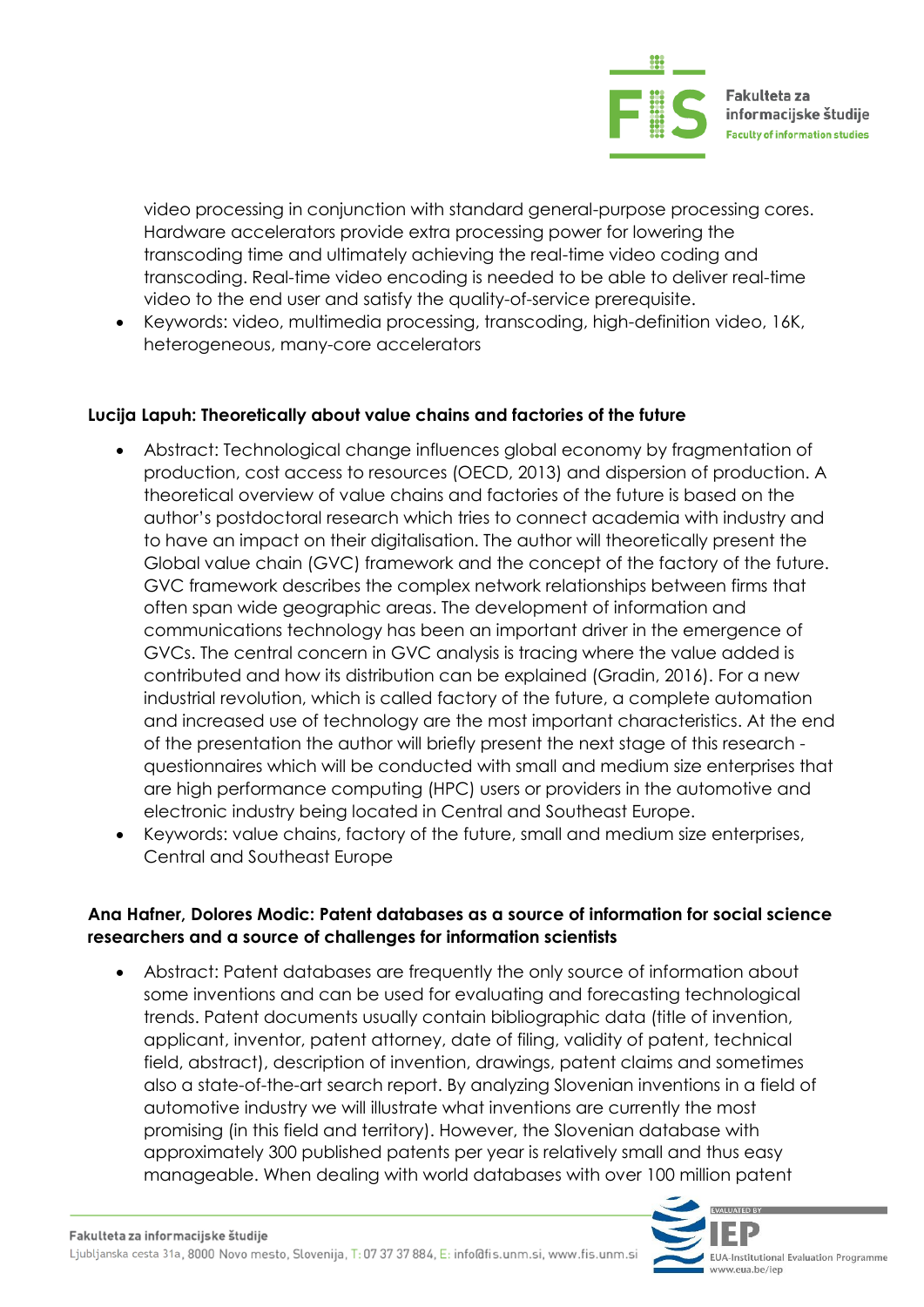video processing in conjunction with standard general-purpose processing cores. Hardware accelerators provide extra processing power for lowering the transcoding time and ultimately achieving the real-time video coding and transcoding. Real-time video encoding is needed to be able to deliver real-time video to the end user and satisfy the quality-of-service prerequisite.

- Keywords: video, multimedia processing, transcoding, high-definition video, 16K, heterogeneous, many-core accelerators

**Lucija Lapuh: Theoretically about value chains and factories of the future**

- Abstract: Technological change influences global economy by fragmentation of production, cost access to resources (OECD, 2013) and dispersion of production. A theoretical overview of value chains and factories of the future is based on the author's postdoctoral research which tries to connect academia with industry and to have an impact on their digitalisation. The author will theoretically present the Global value chain (GVC) framework and the concept of the factory of the future. GVC framework describes the complex network relationships between firms that often span wide geographic areas. The development of information and communications technology has been an important driver in the emergence of GVCs. The central concern in GVC analysis is tracing where the value added is contributed and how its distribution can be explained (Gradin, 2016). For a new industrial revolution, which is called factory of the future, a complete automation and increased use of technology are the most important characteristics. At the end of the presentation the author will briefly present the next stage of this research - questionnaires which will be conducted with small and medium size enterprises that are high performance computing (HPC) users or providers in the automotive and electronic industry being located in Central and Southeast Europe.
- Keywords: value chains, factory of the future, small and medium size enterprises, Central and Southeast Europe

**Ana Hafner, Dolores Modic: Patent databases as a source of information for social science researchers and a source of challenges for information scientists**

- Abstract: Patent databases are frequently the only source of information about some inventions and can be used for evaluating and forecasting technological trends. Patent documents usually contain bibliographic data (title of invention, applicant, inventor, patent attorney, date of filing, validity of patent, technical field, abstract), description of invention, drawings, patent claims and sometimes also a state-of-the-art search report. By analyzing Slovenian inventions in a field of automotive industry we will illustrate what inventions are currently the most promising (in this field and territory). However, the Slovenian database with approximately 300 published patents per year is relatively small and thus easy manageable. When dealing with world databases with over 100 million patent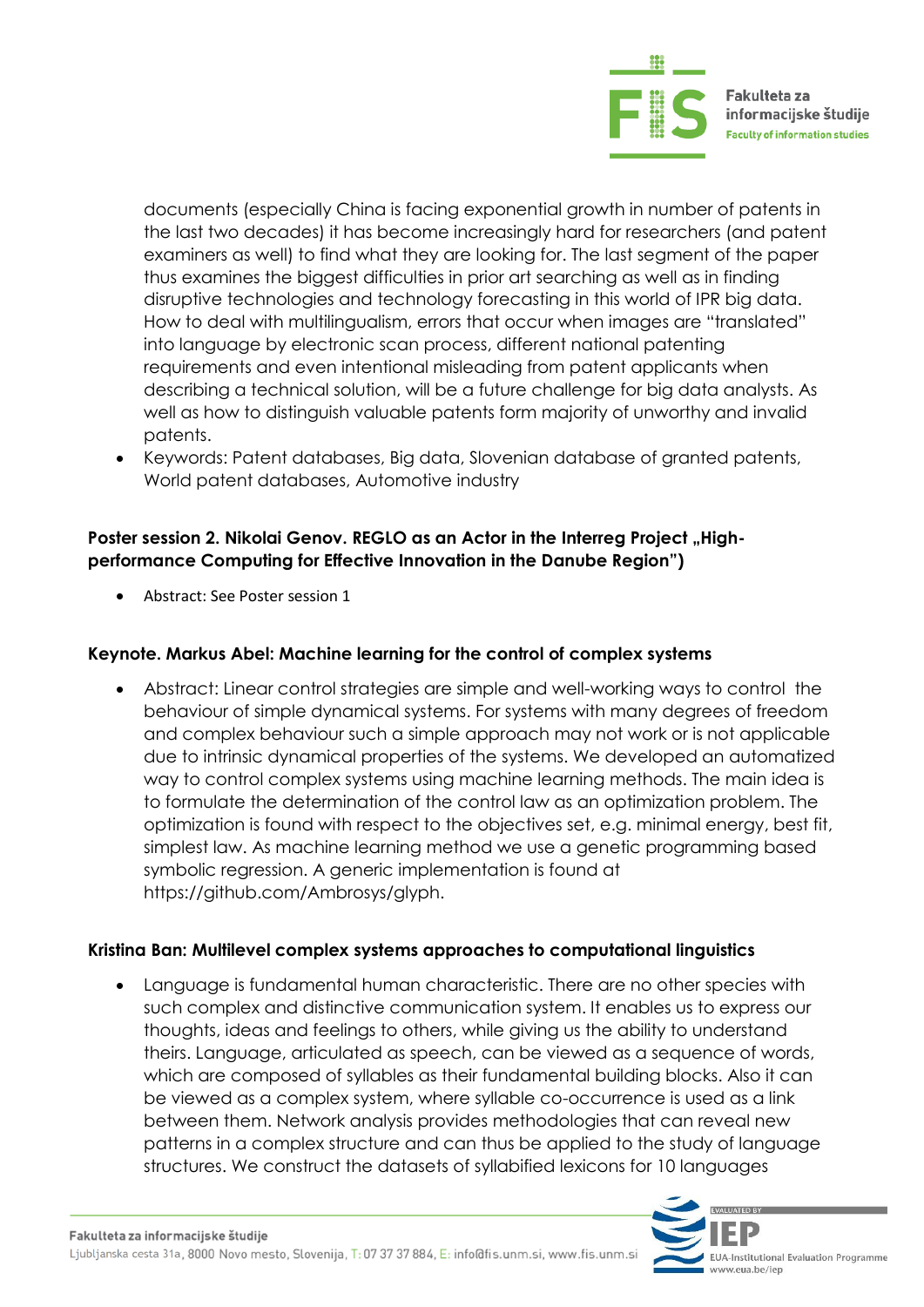documents (especially China is facing exponential growth in number of patents in the last two decades) it has become increasingly hard for researchers (and patent examiners as well) to find what they are looking for. The last segment of the paper thus examines the biggest difficulties in prior art searching as well as in finding disruptive technologies and technology forecasting in this world of IPR big data. How to deal with multilingualism, errors that occur when images are "translated" into language by electronic scan process, different national patenting requirements and even intentional misleading from patent applicants when describing a technical solution, will be a future challenge for big data analysts. As well as how to distinguish valuable patents form majority of unworthy and invalid patents.

- Keywords: Patent databases, Big data, Slovenian database of granted patents, World patent databases, Automotive industry

**Poster session 2. Nikolai Genov. REGLO as an Actor in the Interreg Project „High-performance Computing for Effective Innovation in the Danube Region")**

- Abstract: See Poster session 1

**Keynote. Markus Abel: Machine learning for the control of complex systems**

- Abstract: Linear control strategies are simple and well-working ways to control the behaviour of simple dynamical systems. For systems with many degrees of freedom and complex behaviour such a simple approach may not work or is not applicable due to intrinsic dynamical properties of the systems. We developed an automatized way to control complex systems using machine learning methods. The main idea is to formulate the determination of the control law as an optimization problem. The optimization is found with respect to the objectives set, e.g. minimal energy, best fit, simplest law. As machine learning method we use a genetic programming based symbolic regression. A generic implementation is found at https://github.com/Ambrosys/glyph.

**Kristina Ban: Multilevel complex systems approaches to computational linguistics**

- Language is fundamental human characteristic. There are no other species with such complex and distinctive communication system. It enables us to express our thoughts, ideas and feelings to others, while giving us the ability to understand theirs. Language, articulated as speech, can be viewed as a sequence of words, which are composed of syllables as their fundamental building blocks. Also it can be viewed as a complex system, where syllable co-occurrence is used as a link between them. Network analysis provides methodologies that can reveal new patterns in a complex structure and can thus be applied to the study of language structures. We construct the datasets of syllabified lexicons for 10 languages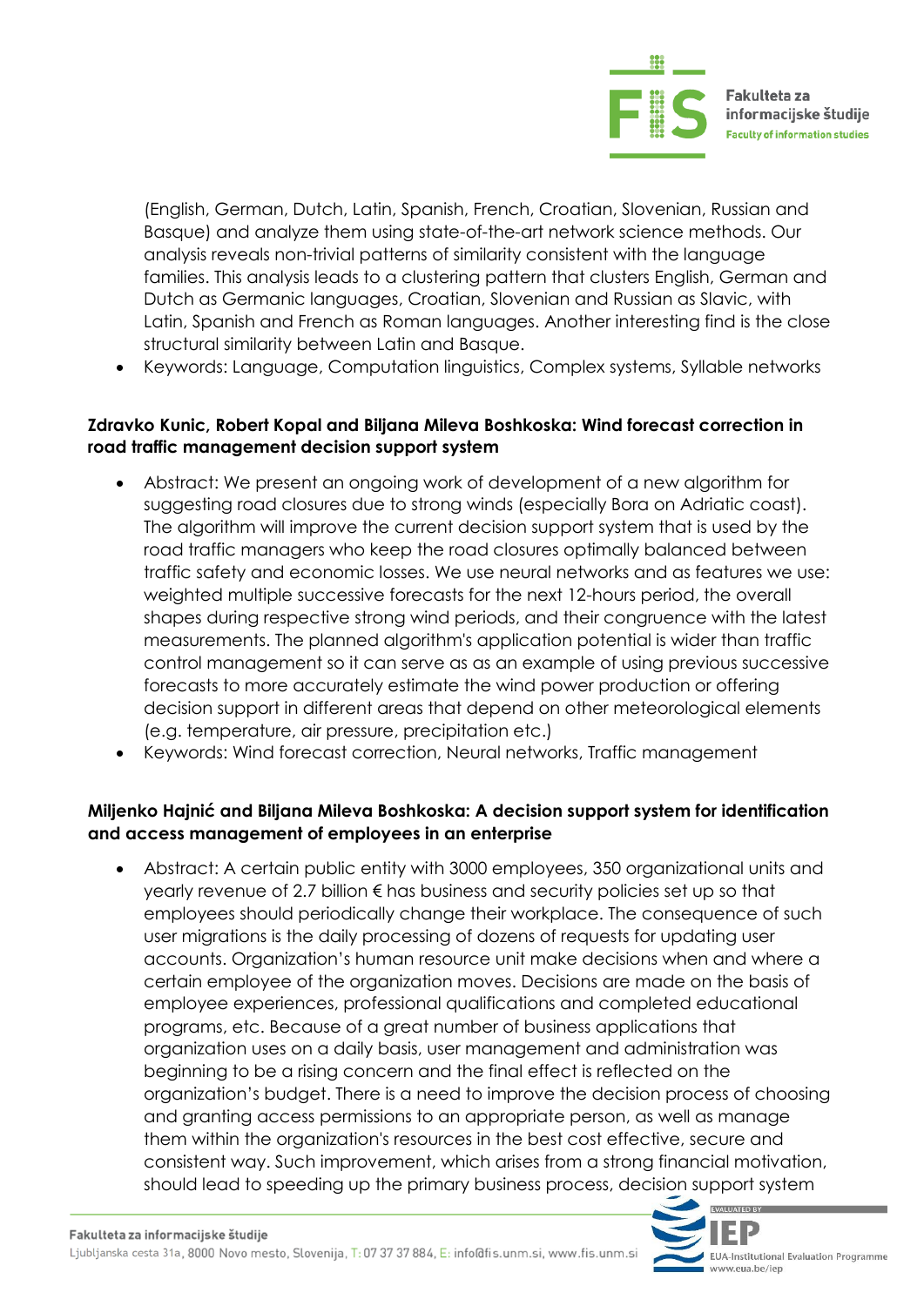(English, German, Dutch, Latin, Spanish, French, Croatian, Slovenian, Russian and Basque) and analyze them using state-of-the-art network science methods. Our analysis reveals non-trivial patterns of similarity consistent with the language families. This analysis leads to a clustering pattern that clusters English, German and Dutch as Germanic languages, Croatian, Slovenian and Russian as Slavic, with Latin, Spanish and French as Roman languages. Another interesting find is the close structural similarity between Latin and Basque.

- Keywords: Language, Computation linguistics, Complex systems, Syllable networks

**Zdravko Kunic, Robert Kopal and Biljana Mileva Boshkoska: Wind forecast correction in road traffic management decision support system**

- Abstract: We present an ongoing work of development of a new algorithm for suggesting road closures due to strong winds (especially Bora on Adriatic coast). The algorithm will improve the current decision support system that is used by the road traffic managers who keep the road closures optimally balanced between traffic safety and economic losses. We use neural networks and as features we use: weighted multiple successive forecasts for the next 12-hours period, the overall shapes during respective strong wind periods, and their congruence with the latest measurements. The planned algorithm's application potential is wider than traffic control management so it can serve as as an example of using previous successive forecasts to more accurately estimate the wind power production or offering decision support in different areas that depend on other meteorological elements (e.g. temperature, air pressure, precipitation etc.)
- Keywords: Wind forecast correction, Neural networks, Traffic management

**Miljenko Hajnić and Biljana Mileva Boshkoska: A decision support system for identification and access management of employees in an enterprise**

- Abstract: A certain public entity with 3000 employees, 350 organizational units and yearly revenue of 2.7 billion € has business and security policies set up so that employees should periodically change their workplace. The consequence of such user migrations is the daily processing of dozens of requests for updating user accounts. Organization's human resource unit make decisions when and where a certain employee of the organization moves. Decisions are made on the basis of employee experiences, professional qualifications and completed educational programs, etc. Because of a great number of business applications that organization uses on a daily basis, user management and administration was beginning to be a rising concern and the final effect is reflected on the organization's budget. There is a need to improve the decision process of choosing and granting access permissions to an appropriate person, as well as manage them within the organization's resources in the best cost effective, secure and consistent way. Such improvement, which arises from a strong financial motivation, should lead to speeding up the primary business process, decision support system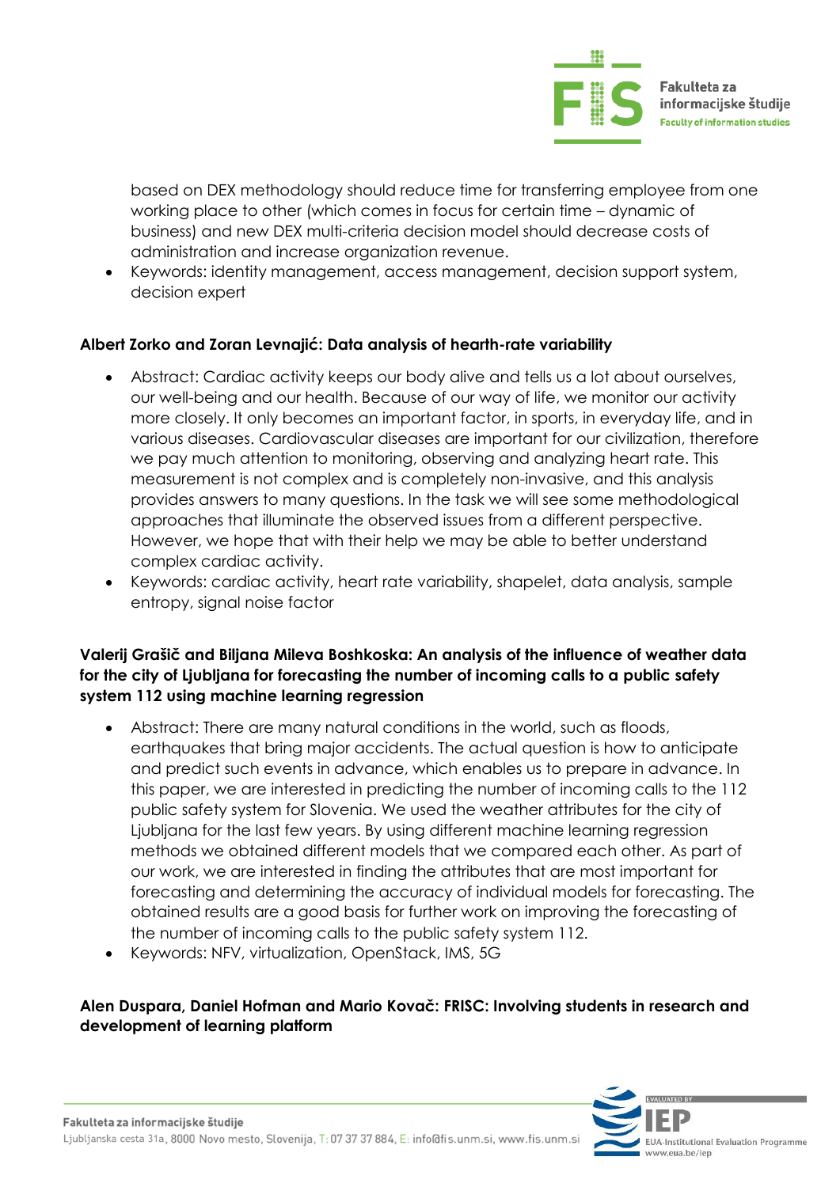based on DEX methodology should reduce time for transferring employee from one working place to other (which comes in focus for certain time – dynamic of business) and new DEX multi-criteria decision model should decrease costs of administration and increase organization revenue.

- Keywords: identity management, access management, decision support system, decision expert

**Albert Zorko and Zoran Levnajić: Data analysis of hearth-rate variability**

- Abstract: Cardiac activity keeps our body alive and tells us a lot about ourselves, our well-being and our health. Because of our way of life, we monitor our activity more closely. It only becomes an important factor, in sports, in everyday life, and in various diseases. Cardiovascular diseases are important for our civilization, therefore we pay much attention to monitoring, observing and analyzing heart rate. This measurement is not complex and is completely non-invasive, and this analysis provides answers to many questions. In the task we will see some methodological approaches that illuminate the observed issues from a different perspective. However, we hope that with their help we may be able to better understand complex cardiac activity.
- Keywords: cardiac activity, heart rate variability, shapelet, data analysis, sample entropy, signal noise factor

**Valerij Grašič and Biljana Mileva Boshkoska: An analysis of the influence of weather data for the city of Ljubljana for forecasting the number of incoming calls to a public safety system 112 using machine learning regression**

- Abstract: There are many natural conditions in the world, such as floods, earthquakes that bring major accidents. The actual question is how to anticipate and predict such events in advance, which enables us to prepare in advance. In this paper, we are interested in predicting the number of incoming calls to the 112 public safety system for Slovenia. We used the weather attributes for the city of Ljubljana for the last few years. By using different machine learning regression methods we obtained different models that we compared each other. As part of our work, we are interested in finding the attributes that are most important for forecasting and determining the accuracy of individual models for forecasting. The obtained results are a good basis for further work on improving the forecasting of the number of incoming calls to the public safety system 112.
- Keywords: NFV, virtualization, OpenStack, IMS, 5G

**Alen Duspara, Daniel Hofman and Mario Kovač: FRISC: Involving students in research and development of learning platform**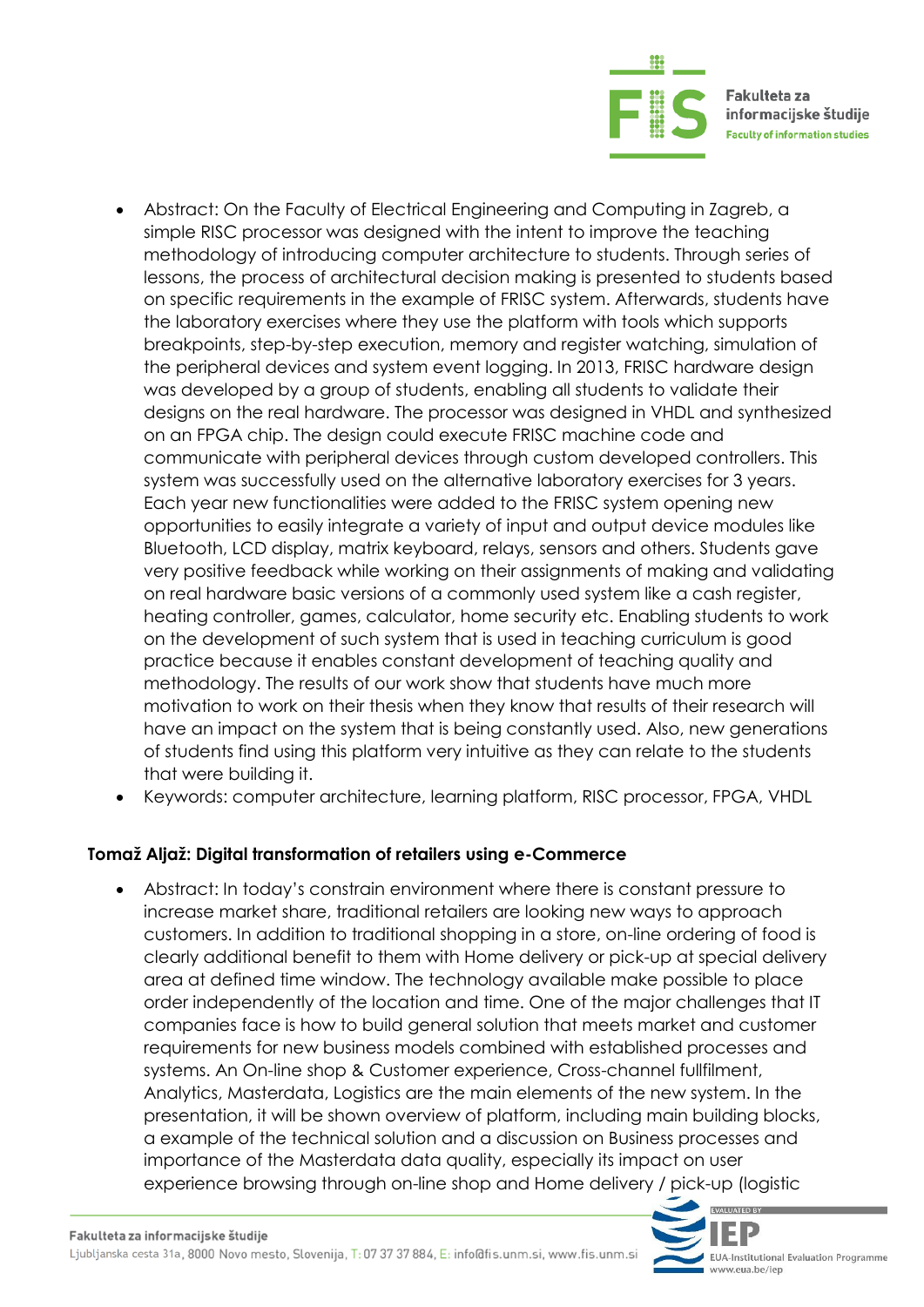- Abstract: On the Faculty of Electrical Engineering and Computing in Zagreb, a simple RISC processor was designed with the intent to improve the teaching methodology of introducing computer architecture to students. Through series of lessons, the process of architectural decision making is presented to students based on specific requirements in the example of FRISC system. Afterwards, students have the laboratory exercises where they use the platform with tools which supports breakpoints, step-by-step execution, memory and register watching, simulation of the peripheral devices and system event logging. In 2013, FRISC hardware design was developed by a group of students, enabling all students to validate their designs on the real hardware. The processor was designed in VHDL and synthesized on an FPGA chip. The design could execute FRISC machine code and communicate with peripheral devices through custom developed controllers. This system was successfully used on the alternative laboratory exercises for 3 years. Each year new functionalities were added to the FRISC system opening new opportunities to easily integrate a variety of input and output device modules like Bluetooth, LCD display, matrix keyboard, relays, sensors and others. Students gave very positive feedback while working on their assignments of making and validating on real hardware basic versions of a commonly used system like a cash register, heating controller, games, calculator, home security etc. Enabling students to work on the development of such system that is used in teaching curriculum is good practice because it enables constant development of teaching quality and methodology. The results of our work show that students have much more motivation to work on their thesis when they know that results of their research will have an impact on the system that is being constantly used. Also, new generations of students find using this platform very intuitive as they can relate to the students that were building it.
- Keywords: computer architecture, learning platform, RISC processor, FPGA, VHDL

**Tomaž Aljaž: Digital transformation of retailers using e-Commerce**

- Abstract: In today's constrain environment where there is constant pressure to increase market share, traditional retailers are looking new ways to approach customers. In addition to traditional shopping in a store, on-line ordering of food is clearly additional benefit to them with Home delivery or pick-up at special delivery area at defined time window. The technology available make possible to place order independently of the location and time. One of the major challenges that IT companies face is how to build general solution that meets market and customer requirements for new business models combined with established processes and systems. An On-line shop & Customer experience, Cross-channel fullfilment, Analytics, Masterdata, Logistics are the main elements of the new system. In the presentation, it will be shown overview of platform, including main building blocks, a example of the technical solution and a discussion on Business processes and importance of the Masterdata data quality, especially its impact on user experience browsing through on-line shop and Home delivery / pick-up (logistic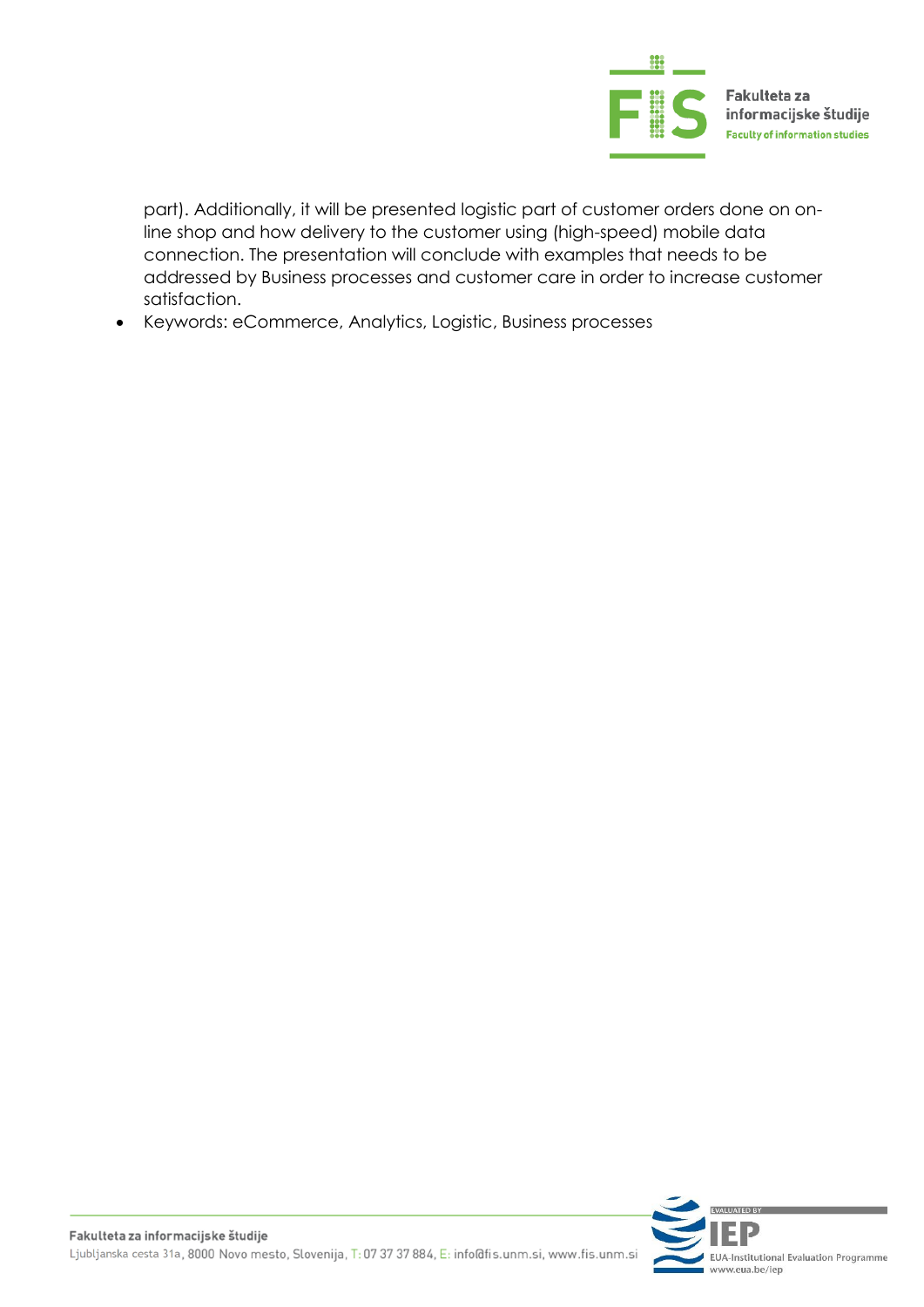part). Additionally, it will be presented logistic part of customer orders done on on-line shop and how delivery to the customer using (high-speed) mobile data connection. The presentation will conclude with examples that needs to be addressed by Business processes and customer care in order to increase customer satisfaction.

- Keywords: eCommerce, Analytics, Logistic, Business processes